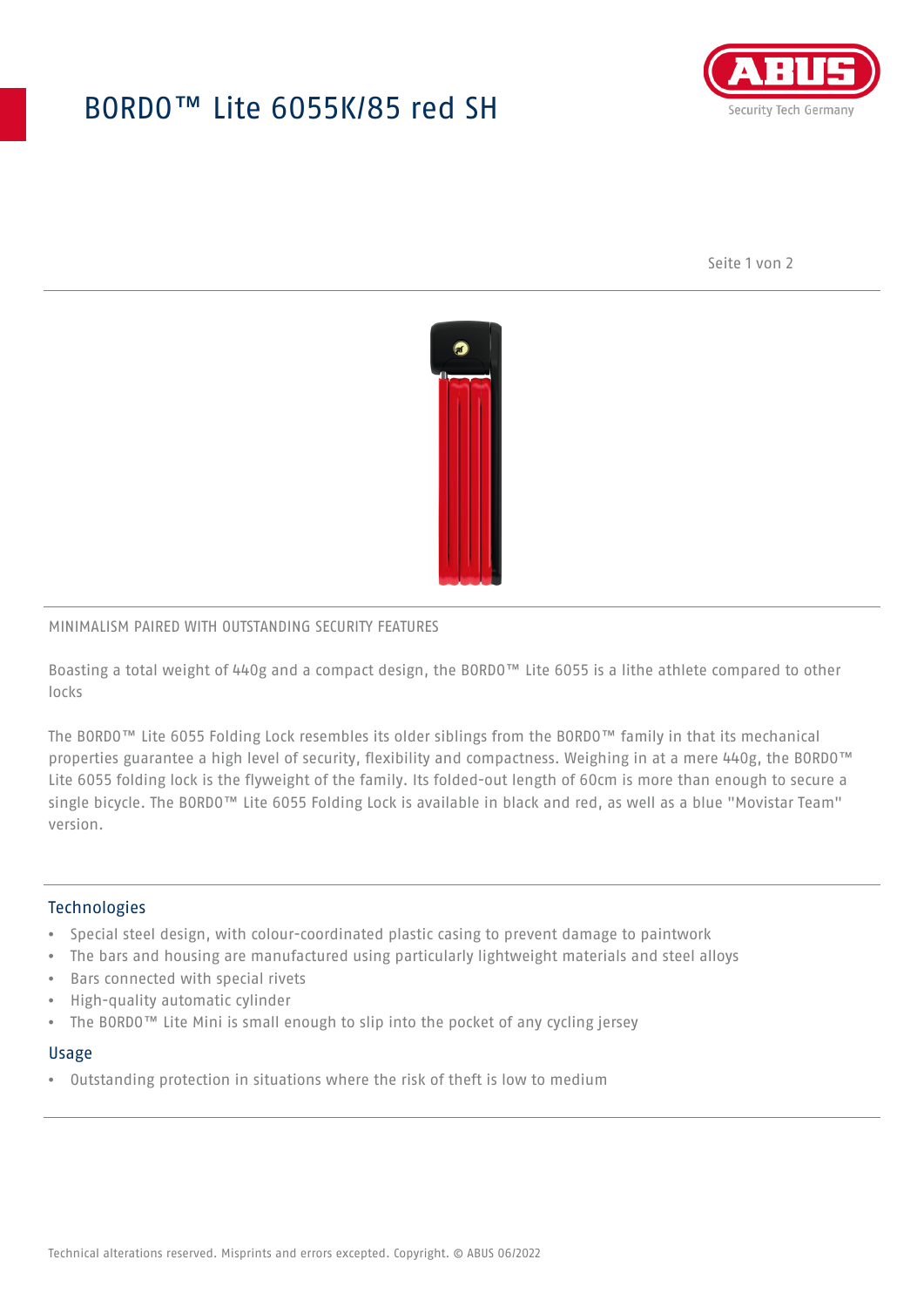# BORDO™ Lite 6055K/85 red SH

MINIMALISM PAIRED WITH OUTSTANDING SECURITY FEATURES

Boasting a total weight of 440g and a compact design, the BORDO™ Lite 6055 is a lithe athlete compared to other locks

The BORDO™ Lite 6055 Folding Lock resembles its older siblings from the BORDO™ family in that its mechanical properties guarantee a high level of security, flexibility and compactness. Weighing in at a mere 440g, the BORDO™ Lite 6055 folding lock is the flyweight of the family. Its folded-out length of 60cm is more than enough to secure a single bicycle. The BORDO™ Lite 6055 Folding Lock is available in black and red, as well as a blue "Movistar Team" version.

## Technologies

- Special steel design, with colour-coordinated plastic casing to prevent damage to paintwork
- The bars and housing are manufactured using particularly lightweight materials and steel alloys
- Bars connected with special rivets
- High-quality automatic cylinder
- The BORDO™ Lite Mini is small enough to slip into the pocket of any cycling jersey

## Usage

- Outstanding protection in situations where the risk of theft is low to medium

Technical alterations reserved. Misprints and errors excepted. Copyright. © ABUS 06/2022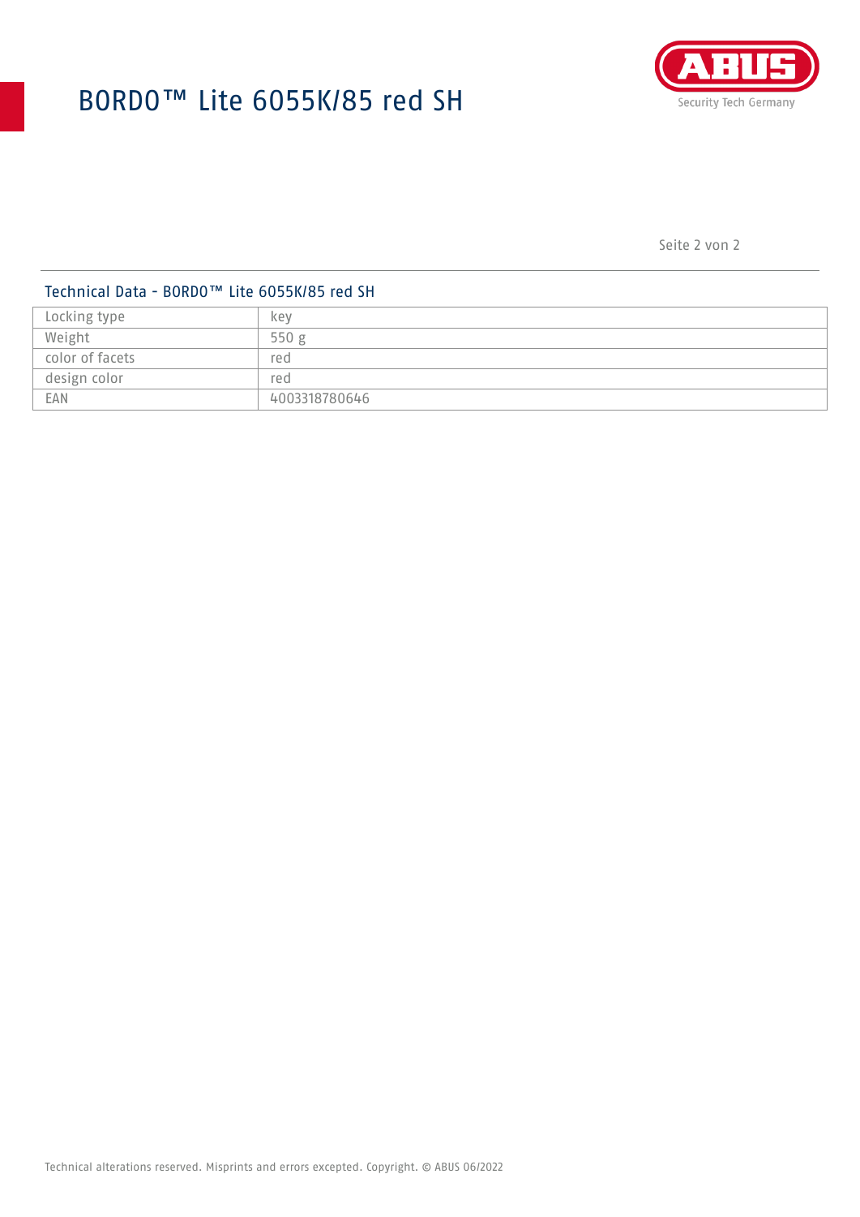# BORDO™ Lite 6055K/85 red SH

## Technical Data - BORDO™ Lite 6055K/85 red SH

| | |
|---|---|
| Locking type | key |
| Weight | 550 g |
| color of facets | red |
| design color | red |
| EAN | 4003318780646 |

Technical alterations reserved. Misprints and errors excepted. Copyright. © ABUS 06/2022